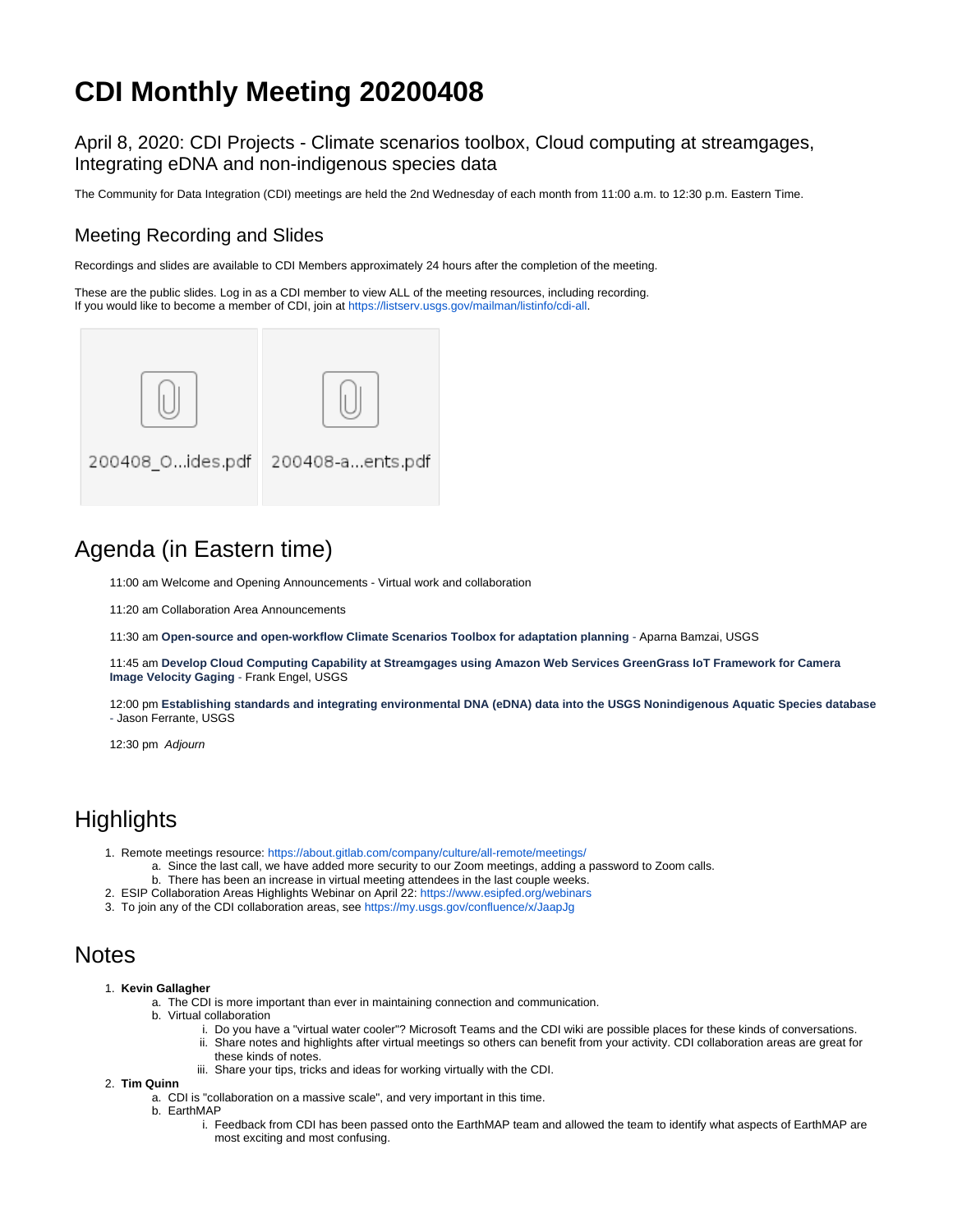# CDI Monthly Meeting 20200408

## April 8, 2020: CDI Projects - Climate scenarios toolbox, Cloud computing at streamgages, Integrating eDNA and non-indigenous species data

The Community for Data Integration (CDI) meetings are held the 2nd Wednesday of each month from 11:00 a.m. to 12:30 p.m. Eastern Time.

### Meeting Recording and Slides

Recordings and slides are available to CDI Members approximately 24 hours after the completion of the meeting.

These are the public slides. Log in as a CDI member to view ALL of the meeting resources, including recording.
If you would like to become a member of CDI, join at https://listserv.usgs.gov/mailman/listinfo/cdi-all.

200408_O...ides.pdf 200408-a...ents.pdf

## Agenda (in Eastern time)

11:00 am Welcome and Opening Announcements - Virtual work and collaboration

11:20 am Collaboration Area Announcements

11:30 am **Open-source and open-workflow Climate Scenarios Toolbox for adaptation planning** - Aparna Bamzai, USGS

11:45 am **Develop Cloud Computing Capability at Streamgages using Amazon Web Services GreenGrass IoT Framework for Camera Image Velocity Gaging** - Frank Engel, USGS

12:00 pm **Establishing standards and integrating environmental DNA (eDNA) data into the USGS Nonindigenous Aquatic Species database** - Jason Ferrante, USGS

12:30 pm *Adjourn*

## Highlights

1. Remote meetings resource: https://about.gitlab.com/company/culture/all-remote/meetings/
   a. Since the last call, we have added more security to our Zoom meetings, adding a password to Zoom calls.
   b. There has been an increase in virtual meeting attendees in the last couple weeks.
2. ESIP Collaboration Areas Highlights Webinar on April 22: https://www.esipfed.org/webinars
3. To join any of the CDI collaboration areas, see https://my.usgs.gov/confluence/x/JaapJg

## Notes

1. **Kevin Gallagher**
   a. The CDI is more important than ever in maintaining connection and communication.
   b. Virtual collaboration
      i. Do you have a "virtual water cooler"? Microsoft Teams and the CDI wiki are possible places for these kinds of conversations.
      ii. Share notes and highlights after virtual meetings so others can benefit from your activity. CDI collaboration areas are great for these kinds of notes.
      iii. Share your tips, tricks and ideas for working virtually with the CDI.
2. **Tim Quinn**
   a. CDI is "collaboration on a massive scale", and very important in this time.
   b. EarthMAP
      i. Feedback from CDI has been passed onto the EarthMAP team and allowed the team to identify what aspects of EarthMAP are most exciting and most confusing.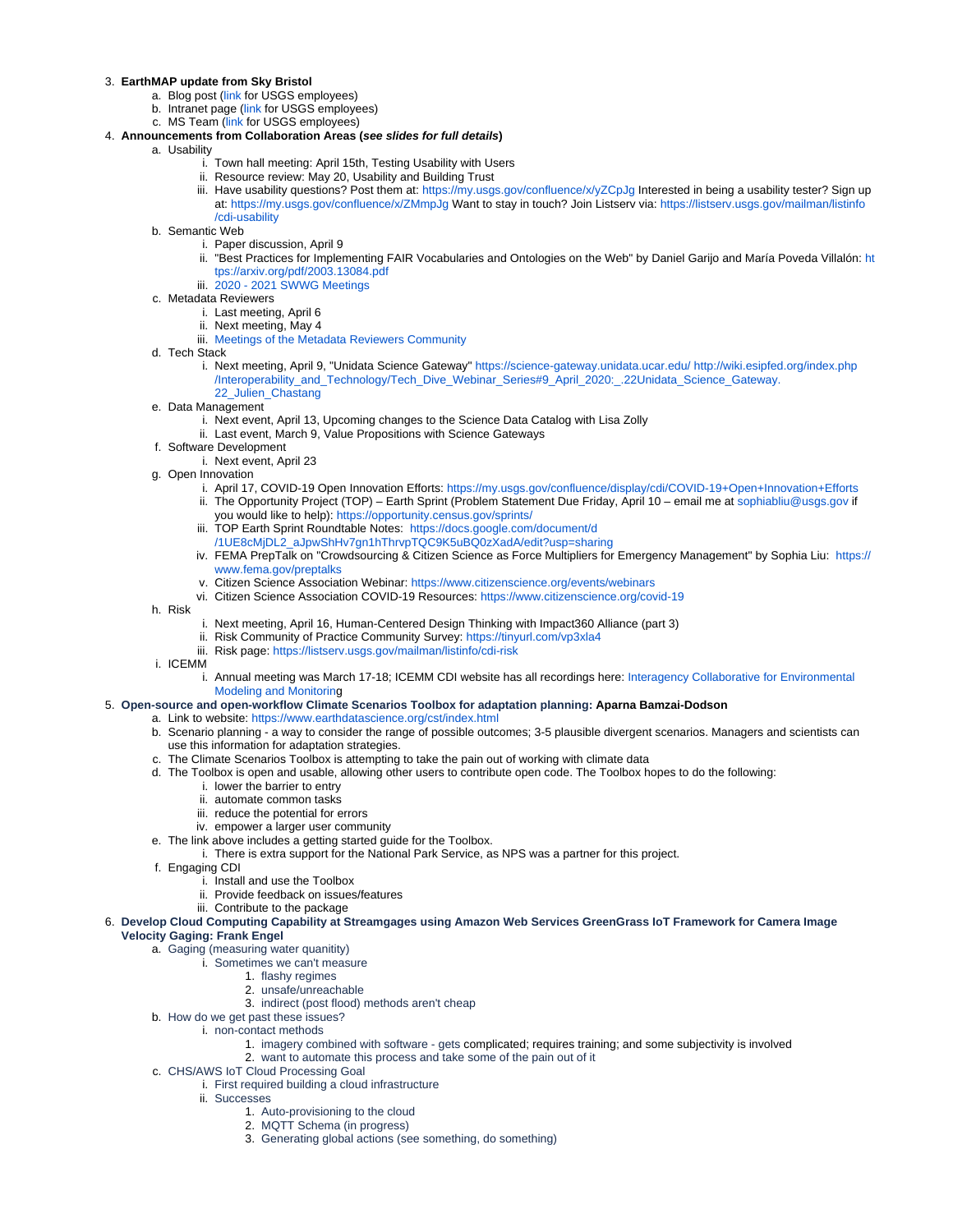3. **EarthMAP update from Sky Bristol**
    a. Blog post (link for USGS employees)
    b. Intranet page (link for USGS employees)
    c. MS Team (link for USGS employees)
4. **Announcements from Collaboration Areas (*see slides for full details*)**
    a. Usability
        i. Town hall meeting: April 15th, Testing Usability with Users
        ii. Resource review: May 20, Usability and Building Trust
        iii. Have usability questions? Post them at: https://my.usgs.gov/confluence/x/yZCpJg Interested in being a usability tester? Sign up at: https://my.usgs.gov/confluence/x/ZMmpJg Want to stay in touch? Join Listserv via: https://listserv.usgs.gov/mailman/listinfo/cdi-usability
    b. Semantic Web
        i. Paper discussion, April 9
        ii. "Best Practices for Implementing FAIR Vocabularies and Ontologies on the Web" by Daniel Garijo and María Poveda Villalón: https://arxiv.org/pdf/2003.13084.pdf
        iii. 2020 - 2021 SWWG Meetings
    c. Metadata Reviewers
        i. Last meeting, April 6
        ii. Next meeting, May 4
        iii. Meetings of the Metadata Reviewers Community
    d. Tech Stack
        i. Next meeting, April 9, "Unidata Science Gateway" https://science-gateway.unidata.ucar.edu/ http://wiki.esipfed.org/index.php/Interoperability_and_Technology/Tech_Dive_Webinar_Series#9_April_2020:_.22Unidata_Science_Gateway.22_Julien_Chastang
    e. Data Management
        i. Next event, April 13, Upcoming changes to the Science Data Catalog with Lisa Zolly
        ii. Last event, March 9, Value Propositions with Science Gateways
    f. Software Development
        i. Next event, April 23
    g. Open Innovation
        i. April 17, COVID-19 Open Innovation Efforts: https://my.usgs.gov/confluence/display/cdi/COVID-19+Open+Innovation+Efforts
        ii. The Opportunity Project (TOP) – Earth Sprint (Problem Statement Due Friday, April 10 – email me at sophiabliu@usgs.gov if you would like to help): https://opportunity.census.gov/sprints/
        iii. TOP Earth Sprint Roundtable Notes: https://docs.google.com/document/d/1UE8cMjDL2_aJpwShHv7gn1hThrvpTQC9K5uBQ0zXadA/edit?usp=sharing
        iv. FEMA PrepTalk on "Crowdsourcing & Citizen Science as Force Multipliers for Emergency Management" by Sophia Liu: https://www.fema.gov/preptalks
        v. Citizen Science Association Webinar: https://www.citizenscience.org/events/webinars
        vi. Citizen Science Association COVID-19 Resources: https://www.citizenscience.org/covid-19
    h. Risk
        i. Next meeting, April 16, Human-Centered Design Thinking with Impact360 Alliance (part 3)
        ii. Risk Community of Practice Community Survey: https://tinyurl.com/vp3xla4
        iii. Risk page: https://listserv.usgs.gov/mailman/listinfo/cdi-risk
    i. ICEMM
        i. Annual meeting was March 17-18; ICEMM CDI website has all recordings here: Interagency Collaborative for Environmental Modeling and Monitoring
5. **Open-source and open-workflow Climate Scenarios Toolbox for adaptation planning: Aparna Bamzai-Dodson**
    a. Link to website: https://www.earthdatascience.org/cst/index.html
    b. Scenario planning - a way to consider the range of possible outcomes; 3-5 plausible divergent scenarios. Managers and scientists can use this information for adaptation strategies.
    c. The Climate Scenarios Toolbox is attempting to take the pain out of working with climate data
    d. The Toolbox is open and usable, allowing other users to contribute open code. The Toolbox hopes to do the following:
        i. lower the barrier to entry
        ii. automate common tasks
        iii. reduce the potential for errors
        iv. empower a larger user community
    e. The link above includes a getting started guide for the Toolbox.
        i. There is extra support for the National Park Service, as NPS was a partner for this project.
    f. Engaging CDI
        i. Install and use the Toolbox
        ii. Provide feedback on issues/features
        iii. Contribute to the package
6. **Develop Cloud Computing Capability at Streamgages using Amazon Web Services GreenGrass IoT Framework for Camera Image Velocity Gaging: Frank Engel**
    a. Gaging (measuring water quanitity)
        i. Sometimes we can't measure
            1. flashy regimes
            2. unsafe/unreachable
            3. indirect (post flood) methods aren't cheap
    b. How do we get past these issues?
        i. non-contact methods
            1. imagery combined with software - gets complicated; requires training; and some subjectivity is involved
            2. want to automate this process and take some of the pain out of it
    c. CHS/AWS IoT Cloud Processing Goal
        i. First required building a cloud infrastructure
        ii. Successes
            1. Auto-provisioning to the cloud
            2. MQTT Schema (in progress)
            3. Generating global actions (see something, do something)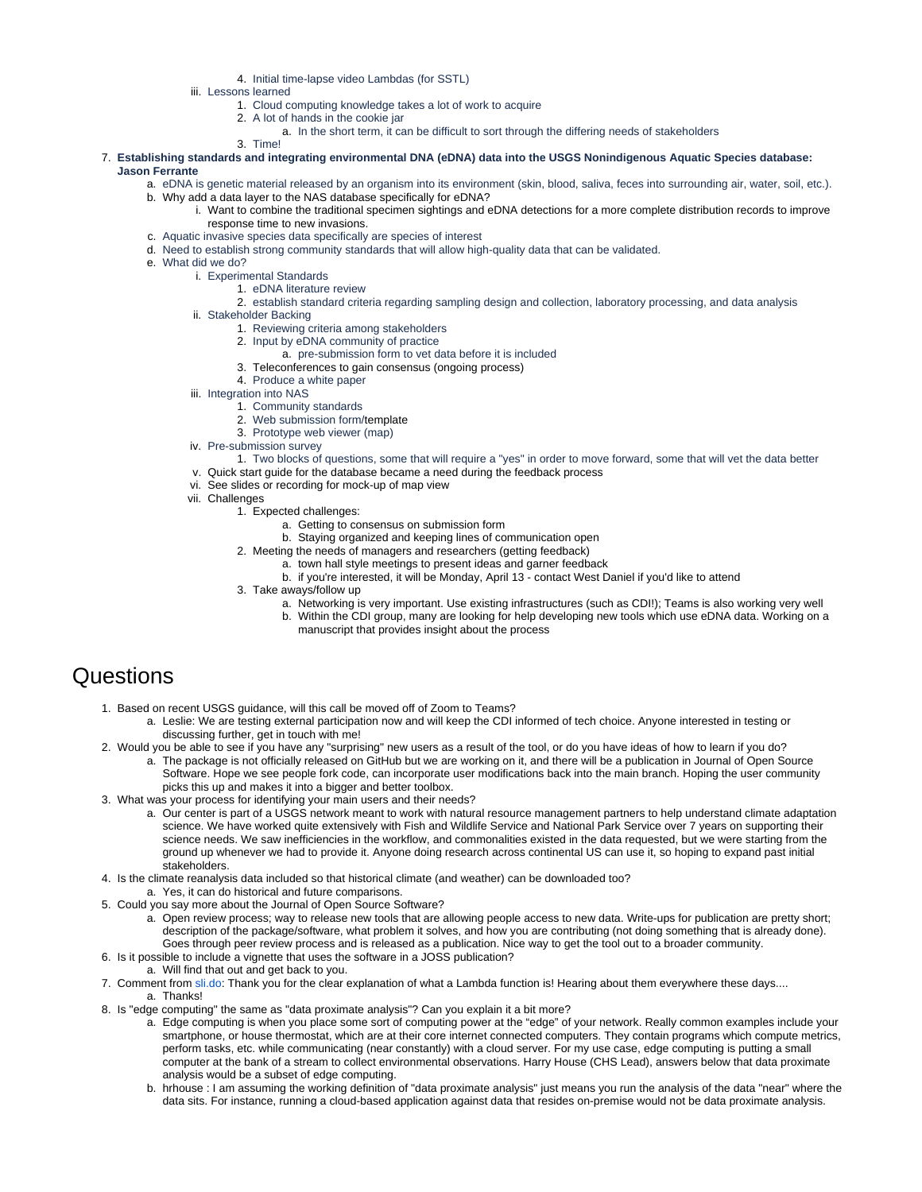4. Initial time-lapse video Lambdas (for SSTL)
        iii. Lessons learned
            1. Cloud computing knowledge takes a lot of work to acquire
            2. A lot of hands in the cookie jar
                a. In the short term, it can be difficult to sort through the differing needs of stakeholders
            3. Time!

7. **Establishing standards and integrating environmental DNA (eDNA) data into the USGS Nonindigenous Aquatic Species database: Jason Ferrante**
    a. eDNA is genetic material released by an organism into its environment (skin, blood, saliva, feces into surrounding air, water, soil, etc.).
    b. Why add a data layer to the NAS database specifically for eDNA?
        i. Want to combine the traditional specimen sightings and eDNA detections for a more complete distribution records to improve response time to new invasions.
    c. Aquatic invasive species data specifically are species of interest
    d. Need to establish strong community standards that will allow high-quality data that can be validated.
    e. What did we do?
        i. Experimental Standards
            1. eDNA literature review
            2. establish standard criteria regarding sampling design and collection, laboratory processing, and data analysis
        ii. Stakeholder Backing
            1. Reviewing criteria among stakeholders
            2. Input by eDNA community of practice
                a. pre-submission form to vet data before it is included
            3. Teleconferences to gain consensus (ongoing process)
            4. Produce a white paper
        iii. Integration into NAS
            1. Community standards
            2. Web submission form/template
            3. Prototype web viewer (map)
        iv. Pre-submission survey
            1. Two blocks of questions, some that will require a "yes" in order to move forward, some that will vet the data better
        v. Quick start guide for the database became a need during the feedback process
        vi. See slides or recording for mock-up of map view
        vii. Challenges
            1. Expected challenges:
                a. Getting to consensus on submission form
                b. Staying organized and keeping lines of communication open
            2. Meeting the needs of managers and researchers (getting feedback)
                a. town hall style meetings to present ideas and garner feedback
                b. if you're interested, it will be Monday, April 13 - contact West Daniel if you'd like to attend
            3. Take aways/follow up
                a. Networking is very important. Use existing infrastructures (such as CDI!); Teams is also working very well
                b. Within the CDI group, many are looking for help developing new tools which use eDNA data. Working on a manuscript that provides insight about the process

# Questions

1. Based on recent USGS guidance, will this call be moved off of Zoom to Teams?
    a. Leslie: We are testing external participation now and will keep the CDI informed of tech choice. Anyone interested in testing or discussing further, get in touch with me!
2. Would you be able to see if you have any "surprising" new users as a result of the tool, or do you have ideas of how to learn if you do?
    a. The package is not officially released on GitHub but we are working on it, and there will be a publication in Journal of Open Source Software. Hope we see people fork code, can incorporate user modifications back into the main branch. Hoping the user community picks this up and makes it into a bigger and better toolbox.
3. What was your process for identifying your main users and their needs?
    a. Our center is part of a USGS network meant to work with natural resource management partners to help understand climate adaptation science. We have worked quite extensively with Fish and Wildlife Service and National Park Service over 7 years on supporting their science needs. We saw inefficiencies in the workflow, and commonalities existed in the data requested, but we were starting from the ground up whenever we had to provide it. Anyone doing research across continental US can use it, so hoping to expand past initial stakeholders.
4. Is the climate reanalysis data included so that historical climate (and weather) can be downloaded too?
    a. Yes, it can do historical and future comparisons.
5. Could you say more about the Journal of Open Source Software?
    a. Open review process; way to release new tools that are allowing people access to new data. Write-ups for publication are pretty short; description of the package/software, what problem it solves, and how you are contributing (not doing something that is already done). Goes through peer review process and is released as a publication. Nice way to get the tool out to a broader community.
6. Is it possible to include a vignette that uses the software in a JOSS publication?
    a. Will find that out and get back to you.
7. Comment from sli.do: Thank you for the clear explanation of what a Lambda function is! Hearing about them everywhere these days....
    a. Thanks!
8. Is "edge computing" the same as "data proximate analysis"? Can you explain it a bit more?
    a. Edge computing is when you place some sort of computing power at the "edge" of your network. Really common examples include your smartphone, or house thermostat, which are at their core internet connected computers. They contain programs which compute metrics, perform tasks, etc. while communicating (near constantly) with a cloud server. For my use case, edge computing is putting a small computer at the bank of a stream to collect environmental observations. Harry House (CHS Lead), answers below that data proximate analysis would be a subset of edge computing.
    b. hrhouse : I am assuming the working definition of "data proximate analysis" just means you run the analysis of the data "near" where the data sits. For instance, running a cloud-based application against data that resides on-premise would not be data proximate analysis.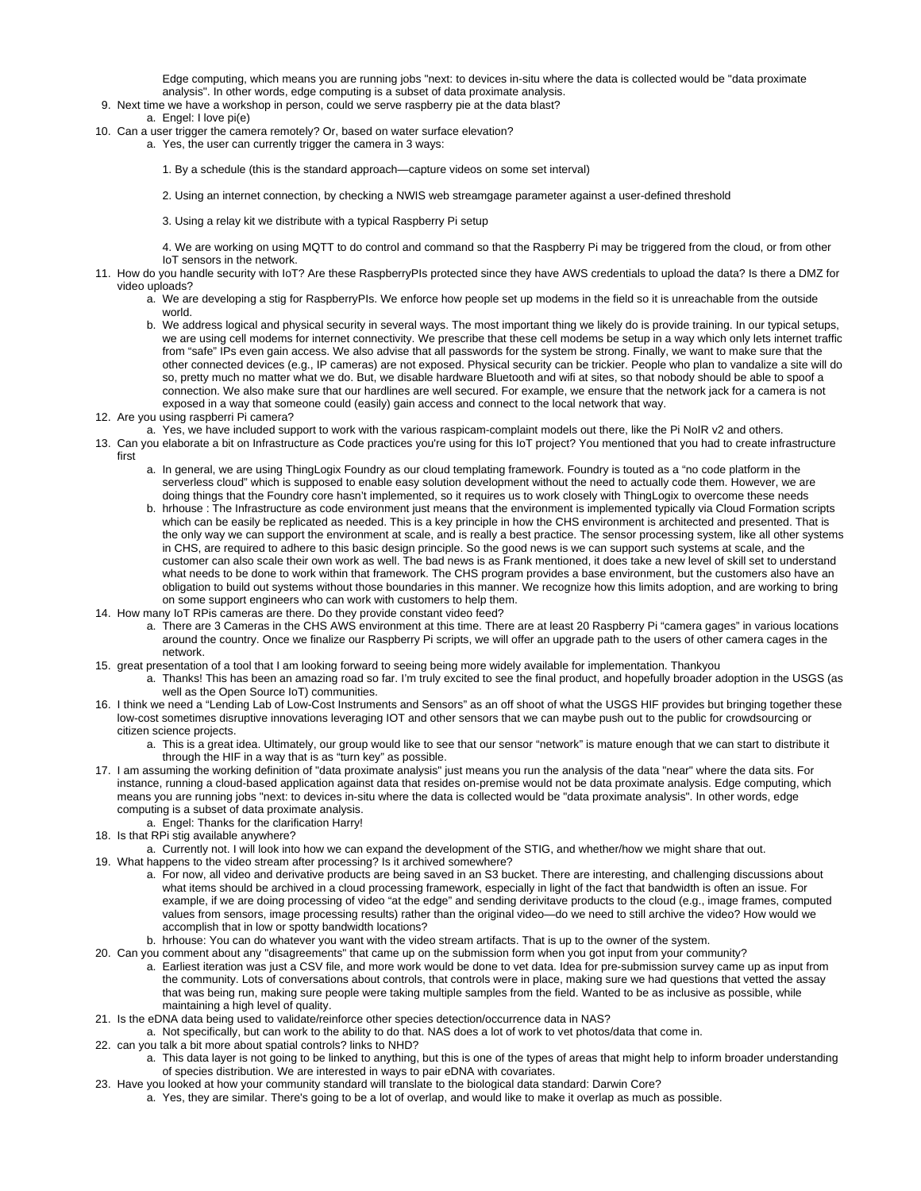Edge computing, which means you are running jobs "next: to devices in-situ where the data is collected would be "data proximate analysis". In other words, edge computing is a subset of data proximate analysis.

9. Next time we have a workshop in person, could we serve raspberry pie at the data blast?
   a. Engel: I love pi(e)
10. Can a user trigger the camera remotely? Or, based on water surface elevation?
    a. Yes, the user can currently trigger the camera in 3 ways:

       1. By a schedule (this is the standard approach—capture videos on some set interval)

       2. Using an internet connection, by checking a NWIS web streamgage parameter against a user-defined threshold

       3. Using a relay kit we distribute with a typical Raspberry Pi setup

       4. We are working on using MQTT to do control and command so that the Raspberry Pi may be triggered from the cloud, or from other IoT sensors in the network.
11. How do you handle security with IoT? Are these RaspberryPIs protected since they have AWS credentials to upload the data? Is there a DMZ for video uploads?
    a. We are developing a stig for RaspberryPIs. We enforce how people set up modems in the field so it is unreachable from the outside world.
    b. We address logical and physical security in several ways. The most important thing we likely do is provide training. In our typical setups, we are using cell modems for internet connectivity. We prescribe that these cell modems be setup in a way which only lets internet traffic from "safe" IPs even gain access. We also advise that all passwords for the system be strong. Finally, we want to make sure that the other connected devices (e.g., IP cameras) are not exposed. Physical security can be trickier. People who plan to vandalize a site will do so, pretty much no matter what we do. But, we disable hardware Bluetooth and wifi at sites, so that nobody should be able to spoof a connection. We also make sure that our hardlines are well secured. For example, we ensure that the network jack for a camera is not exposed in a way that someone could (easily) gain access and connect to the local network that way.
12. Are you using raspberri Pi camera?
    a. Yes, we have included support to work with the various raspicam-complaint models out there, like the Pi NoIR v2 and others.
13. Can you elaborate a bit on Infrastructure as Code practices you're using for this IoT project? You mentioned that you had to create infrastructure first
    a. In general, we are using ThingLogix Foundry as our cloud templating framework. Foundry is touted as a "no code platform in the serverless cloud" which is supposed to enable easy solution development without the need to actually code them. However, we are doing things that the Foundry core hasn't implemented, so it requires us to work closely with ThingLogix to overcome these needs
    b. hrhouse : The Infrastructure as code environment just means that the environment is implemented typically via Cloud Formation scripts which can be easily be replicated as needed. This is a key principle in how the CHS environment is architected and presented. That is the only way we can support the environment at scale, and is really a best practice. The sensor processing system, like all other systems in CHS, are required to adhere to this basic design principle. So the good news is we can support such systems at scale, and the customer can also scale their own work as well. The bad news is as Frank mentioned, it does take a new level of skill set to understand what needs to be done to work within that framework. The CHS program provides a base environment, but the customers also have an obligation to build out systems without those boundaries in this manner. We recognize how this limits adoption, and are working to bring on some support engineers who can work with customers to help them.
14. How many IoT RPis cameras are there. Do they provide constant video feed?
    a. There are 3 Cameras in the CHS AWS environment at this time. There are at least 20 Raspberry Pi "camera gages" in various locations around the country. Once we finalize our Raspberry Pi scripts, we will offer an upgrade path to the users of other camera cages in the network.
15. great presentation of a tool that I am looking forward to seeing being more widely available for implementation. Thankyou
    a. Thanks! This has been an amazing road so far. I'm truly excited to see the final product, and hopefully broader adoption in the USGS (as well as the Open Source IoT) communities.
16. I think we need a "Lending Lab of Low-Cost Instruments and Sensors" as an off shoot of what the USGS HIF provides but bringing together these low-cost sometimes disruptive innovations leveraging IOT and other sensors that we can maybe push out to the public for crowdsourcing or citizen science projects.
    a. This is a great idea. Ultimately, our group would like to see that our sensor "network" is mature enough that we can start to distribute it through the HIF in a way that is as "turn key" as possible.
17. I am assuming the working definition of "data proximate analysis" just means you run the analysis of the data "near" where the data sits. For instance, running a cloud-based application against data that resides on-premise would not be data proximate analysis. Edge computing, which means you are running jobs "next: to devices in-situ where the data is collected would be "data proximate analysis". In other words, edge computing is a subset of data proximate analysis.
    a. Engel: Thanks for the clarification Harry!
18. Is that RPi stig available anywhere?
    a. Currently not. I will look into how we can expand the development of the STIG, and whether/how we might share that out.
19. What happens to the video stream after processing? Is it archived somewhere?
    a. For now, all video and derivative products are being saved in an S3 bucket. There are interesting, and challenging discussions about what items should be archived in a cloud processing framework, especially in light of the fact that bandwidth is often an issue. For example, if we are doing processing of video "at the edge" and sending derivitave products to the cloud (e.g., image frames, computed values from sensors, image processing results) rather than the original video—do we need to still archive the video? How would we accomplish that in low or spotty bandwidth locations?
    b. hrhouse: You can do whatever you want with the video stream artifacts. That is up to the owner of the system.
20. Can you comment about any "disagreements" that came up on the submission form when you got input from your community?
    a. Earliest iteration was just a CSV file, and more work would be done to vet data. Idea for pre-submission survey came up as input from the community. Lots of conversations about controls, that controls were in place, making sure we had questions that vetted the assay that was being run, making sure people were taking multiple samples from the field. Wanted to be as inclusive as possible, while maintaining a high level of quality.
21. Is the eDNA data being used to validate/reinforce other species detection/occurrence data in NAS?
    a. Not specifically, but can work to the ability to do that. NAS does a lot of work to vet photos/data that come in.
22. can you talk a bit more about spatial controls? links to NHD?
    a. This data layer is not going to be linked to anything, but this is one of the types of areas that might help to inform broader understanding of species distribution. We are interested in ways to pair eDNA with covariates.
23. Have you looked at how your community standard will translate to the biological data standard: Darwin Core?
    a. Yes, they are similar. There's going to be a lot of overlap, and would like to make it overlap as much as possible.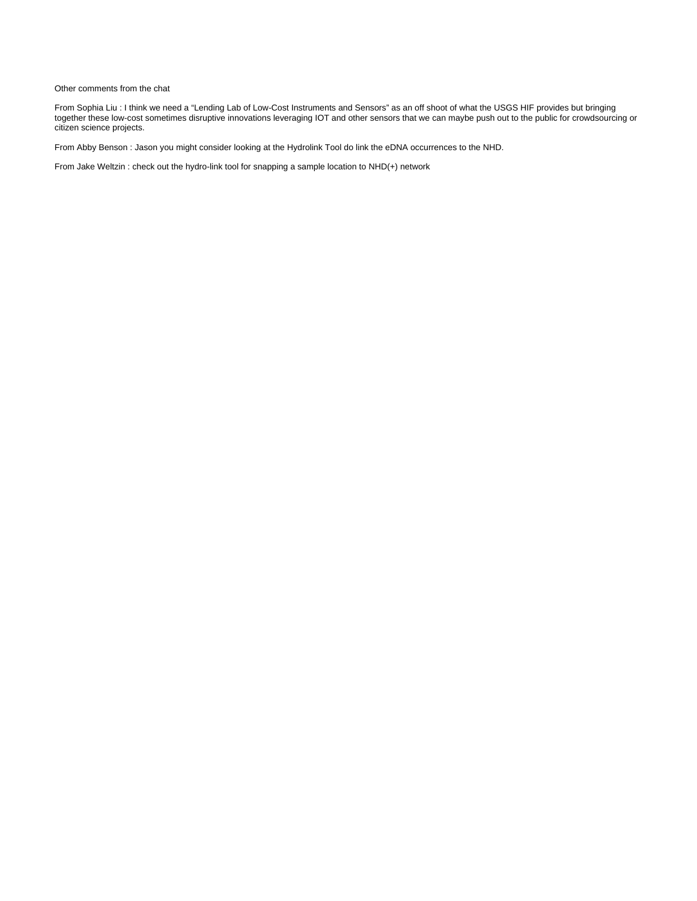Other comments from the chat

From Sophia Liu : I think we need a “Lending Lab of Low-Cost Instruments and Sensors” as an off shoot of what the USGS HIF provides but bringing together these low-cost sometimes disruptive innovations leveraging IOT and other sensors that we can maybe push out to the public for crowdsourcing or citizen science projects.

From Abby Benson : Jason you might consider looking at the Hydrolink Tool do link the eDNA occurrences to the NHD.

From Jake Weltzin : check out the hydro-link tool for snapping a sample location to NHD(+) network